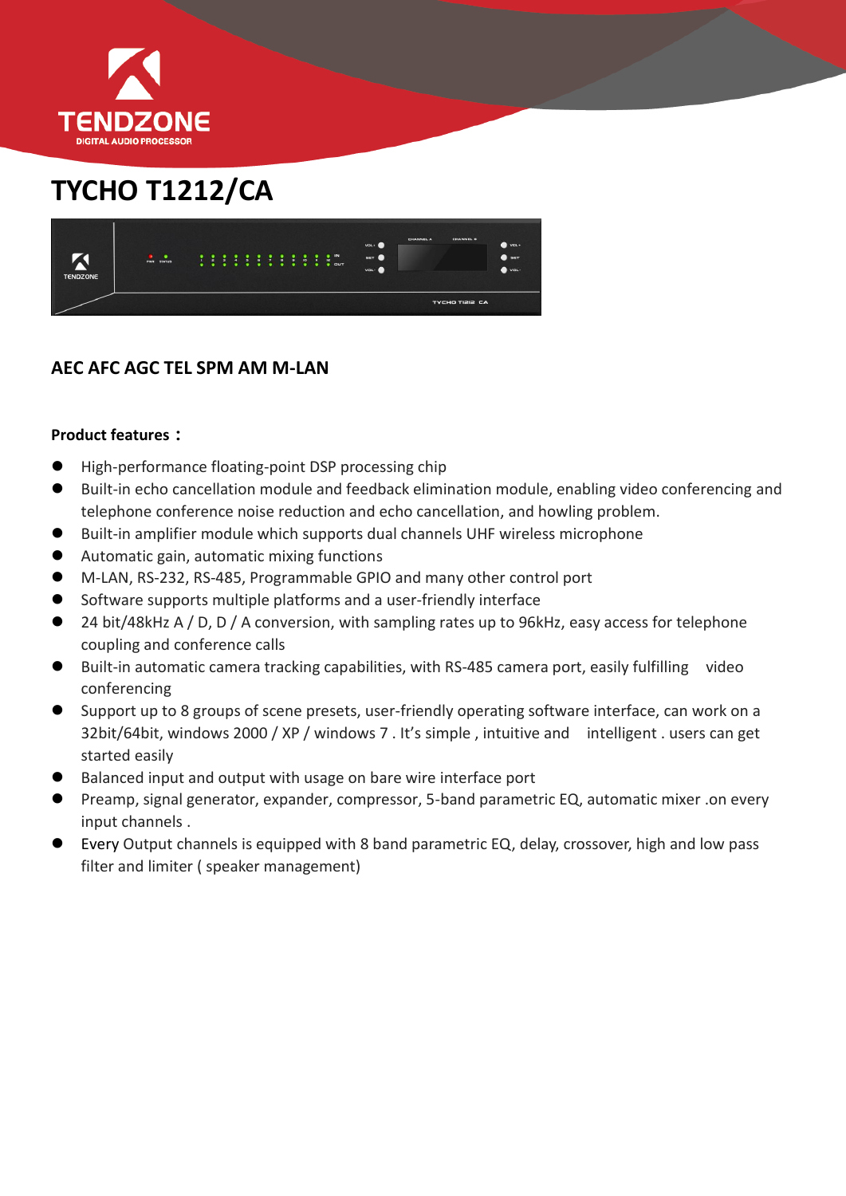# TYCHO T1212/CA

## AEC AFC AGC TEL SPM AM M-LAN

**Product features：**

- High-performance floating-point DSP processing chip
- Built-in echo cancellation module and feedback elimination module, enabling video conferencing and telephone conference noise reduction and echo cancellation, and howling problem.
- Built-in amplifier module which supports dual channels UHF wireless microphone
- Automatic gain, automatic mixing functions
- M-LAN, RS-232, RS-485, Programmable GPIO and many other control port
- Software supports multiple platforms and a user-friendly interface
- 24 bit/48kHz A / D, D / A conversion, with sampling rates up to 96kHz, easy access for telephone coupling and conference calls
- Built-in automatic camera tracking capabilities, with RS-485 camera port, easily fulfilling video conferencing
- Support up to 8 groups of scene presets, user-friendly operating software interface, can work on a 32bit/64bit, windows 2000 / XP / windows 7 . It's simple , intuitive and intelligent . users can get started easily
- Balanced input and output with usage on bare wire interface port
- Preamp, signal generator, expander, compressor, 5-band parametric EQ, automatic mixer .on every input channels .
- Every Output channels is equipped with 8 band parametric EQ, delay, crossover, high and low pass filter and limiter ( speaker management)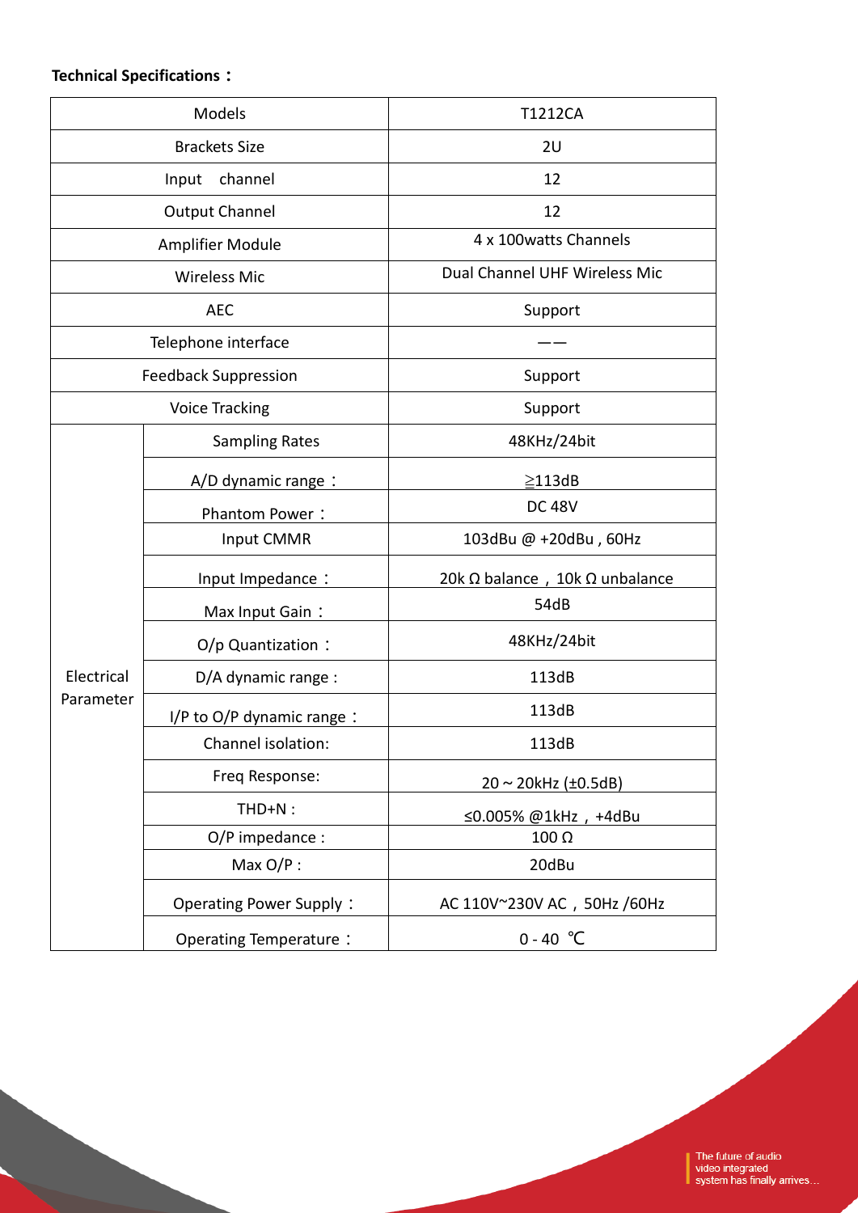**Technical Specifications：**

| | | |
|---|---|---|
| Models | | T1212CA |
| Brackets Size | | 2U |
| Input channel | | 12 |
| Output Channel | | 12 |
| Amplifier Module | | 4 x 100watts Channels |
| Wireless Mic | | Dual Channel UHF Wireless Mic |
| AEC | | Support |
| Telephone interface | | —— |
| Feedback Suppression | | Support |
| Voice Tracking | | Support |
| Electrical Parameter | Sampling Rates | 48KHz/24bit |
| | A/D dynamic range： | ≧113dB |
| | Phantom Power： | DC 48V |
| | Input CMMR | 103dBu @ +20dBu , 60Hz |
| | Input Impedance： | 20k Ω balance，10k Ω unbalance |
| | Max Input Gain： | 54dB |
| | O/p Quantization： | 48KHz/24bit |
| | D/A dynamic range : | 113dB |
| | I/P to O/P dynamic range： | 113dB |
| | Channel isolation: | 113dB |
| | Freq Response: | 20 ~ 20kHz (±0.5dB) |
| | THD+N : | ≤0.005% @1kHz，+4dBu |
| | O/P impedance : | 100 Ω |
| | Max O/P : | 20dBu |
| | Operating Power Supply： | AC 110V~230V AC，50Hz /60Hz |
| | Operating Temperature： | 0 - 40 ℃ |

The future of audio video integrated system has finally arrives…